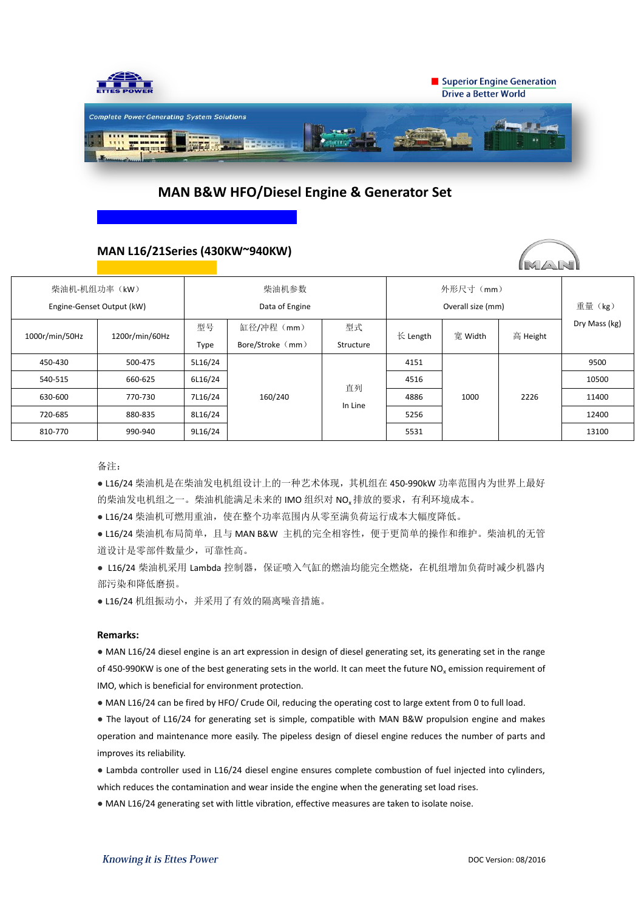Superior Engine Generation
Drive a Better World

Complete Power Generating System Solutions

# MAN B&W HFO/Diesel Engine & Generator Set

## MAN L16/21Series (430KW~940KW)

| 柴油机-机组功率（kW）Engine-Genset Output (kW) | | 柴油机参数 Data of Engine | | | 外形尺寸（mm）Overall size (mm) | | | 重量（kg）Dry Mass (kg) |
|---|---|---|---|---|---|---|---|---|
| 1000r/min/50Hz | 1200r/min/60Hz | 型号 Type | 缸径/冲程（mm）Bore/Stroke（mm） | 型式 Structure | 长 Length | 宽 Width | 高 Height | |
| 450-430 | 500-475 | 5L16/24 | 160/240 | 直列 In Line | 4151 | 1000 | 2226 | 9500 |
| 540-515 | 660-625 | 6L16/24 | | | 4516 | | | 10500 |
| 630-600 | 770-730 | 7L16/24 | | | 4886 | | | 11400 |
| 720-685 | 880-835 | 8L16/24 | | | 5256 | | | 12400 |
| 810-770 | 990-940 | 9L16/24 | | | 5531 | | | 13100 |

备注：

- L16/24 柴油机是在柴油发电机组设计上的一种艺术体现，其机组在 450-990kW 功率范围内为世界上最好的柴油发电机组之一。柴油机能满足未来的 IMO 组织对 $NO_x$ 排放的要求，有利环境成本。
- L16/24 柴油机可燃用重油，使在整个功率范围内从零至满负荷运行成本大幅度降低。
- L16/24 柴油机布局简单，且与 MAN B&W 主机的完全相容性，便于更简单的操作和维护。柴油机的无管道设计是零部件数量少，可靠性高。
- L16/24 柴油机采用 Lambda 控制器，保证喷入气缸的燃油均能完全燃烧，在机组增加负荷时减少机器内部污染和降低磨损。
- L16/24 机组振动小，并采用了有效的隔离噪音措施。

**Remarks:**

- MAN L16/24 diesel engine is an art expression in design of diesel generating set, its generating set in the range of 450-990KW is one of the best generating sets in the world. It can meet the future $NO_x$ emission requirement of IMO, which is beneficial for environment protection.
- MAN L16/24 can be fired by HFO/ Crude Oil, reducing the operating cost to large extent from 0 to full load.
- The layout of L16/24 for generating set is simple, compatible with MAN B&W propulsion engine and makes operation and maintenance more easily. The pipeless design of diesel engine reduces the number of parts and improves its reliability.
- Lambda controller used in L16/24 diesel engine ensures complete combustion of fuel injected into cylinders, which reduces the contamination and wear inside the engine when the generating set load rises.
- MAN L16/24 generating set with little vibration, effective measures are taken to isolate noise.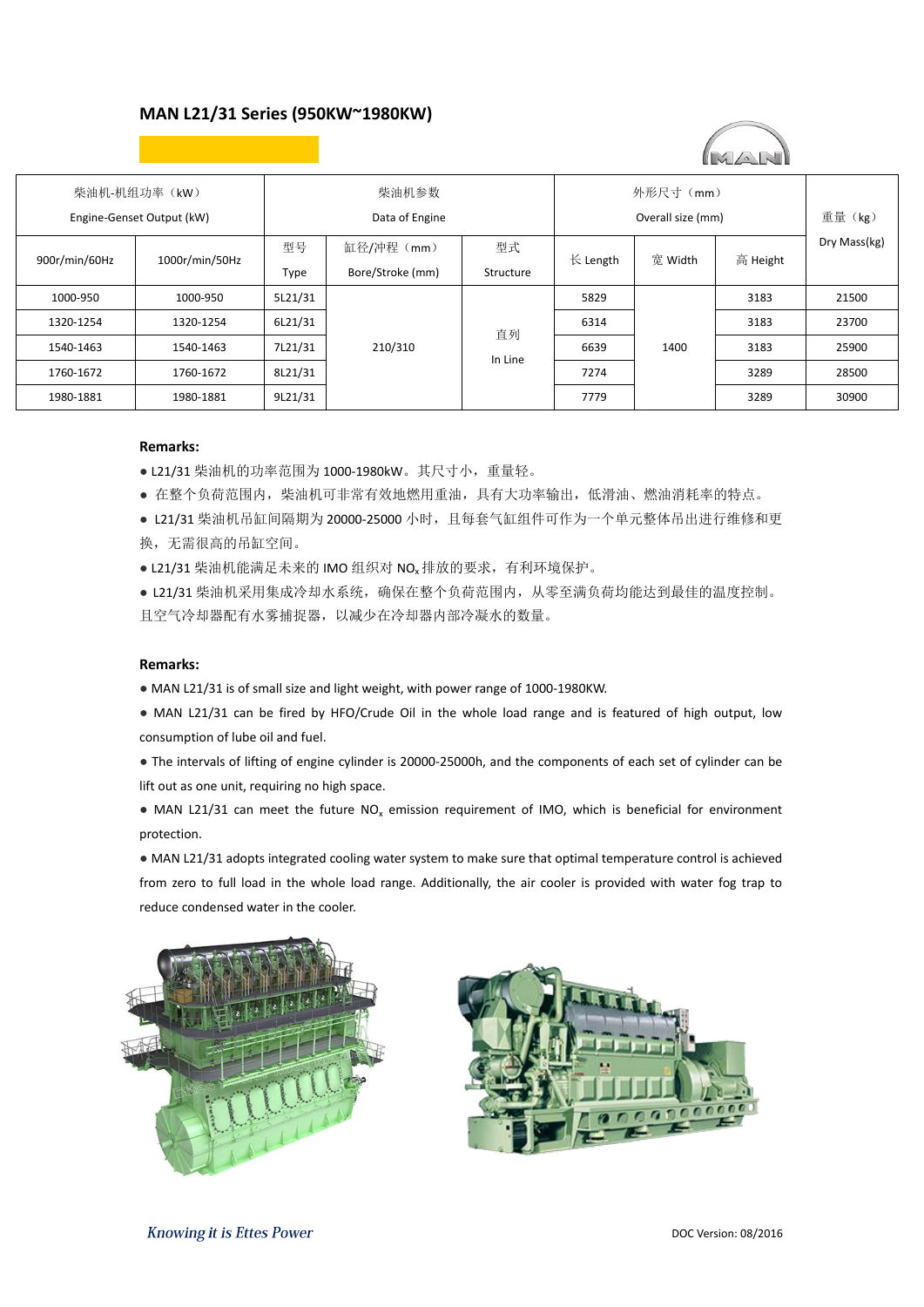## MAN L21/31 Series (950KW~1980KW)

| 柴油机-机组功率（kW）Engine-Genset Output (kW) | | 柴油机参数 Data of Engine | | | 外形尺寸（mm）Overall size (mm) | | | 重量（kg）Dry Mass(kg) |
|---|---|---|---|---|---|---|---|---|
| 900r/min/60Hz | 1000r/min/50Hz | 型号 Type | 缸径/冲程（mm）Bore/Stroke (mm) | 型式 Structure | 长 Length | 宽 Width | 高 Height | |
| 1000-950 | 1000-950 | 5L21/31 | 210/310 | 直列 In Line | 5829 | 1400 | 3183 | 21500 |
| 1320-1254 | 1320-1254 | 6L21/31 | | | 6314 | | 3183 | 23700 |
| 1540-1463 | 1540-1463 | 7L21/31 | | | 6639 | | 3183 | 25900 |
| 1760-1672 | 1760-1672 | 8L21/31 | | | 7274 | | 3289 | 28500 |
| 1980-1881 | 1980-1881 | 9L21/31 | | | 7779 | | 3289 | 30900 |

**Remarks:**

- L21/31 柴油机的功率范围为 1000-1980kW。其尺寸小，重量轻。
- 在整个负荷范围内，柴油机可非常有效地燃用重油，具有大功率输出，低滑油、燃油消耗率的特点。
- L21/31 柴油机吊缸间隔期为 20000-25000 小时，且每套气缸组件可作为一个单元整体吊出进行维修和更换，无需很高的吊缸空间。
- L21/31 柴油机能满足未来的 IMO 组织对 $NO_x$ 排放的要求，有利环境保护。
- L21/31 柴油机采用集成冷却水系统，确保在整个负荷范围内，从零至满负荷均能达到最佳的温度控制。且空气冷却器配有水雾捕捉器，以减少在冷却器内部冷凝水的数量。

**Remarks:**

- MAN L21/31 is of small size and light weight, with power range of 1000-1980KW.
- MAN L21/31 can be fired by HFO/Crude Oil in the whole load range and is featured of high output, low consumption of lube oil and fuel.
- The intervals of lifting of engine cylinder is 20000-25000h, and the components of each set of cylinder can be lift out as one unit, requiring no high space.
- MAN L21/31 can meet the future $NO_x$ emission requirement of IMO, which is beneficial for environment protection.
- MAN L21/31 adopts integrated cooling water system to make sure that optimal temperature control is achieved from zero to full load in the whole load range. Additionally, the air cooler is provided with water fog trap to reduce condensed water in the cooler.

*Knowing it is Ettes Power*

DOC Version: 08/2016